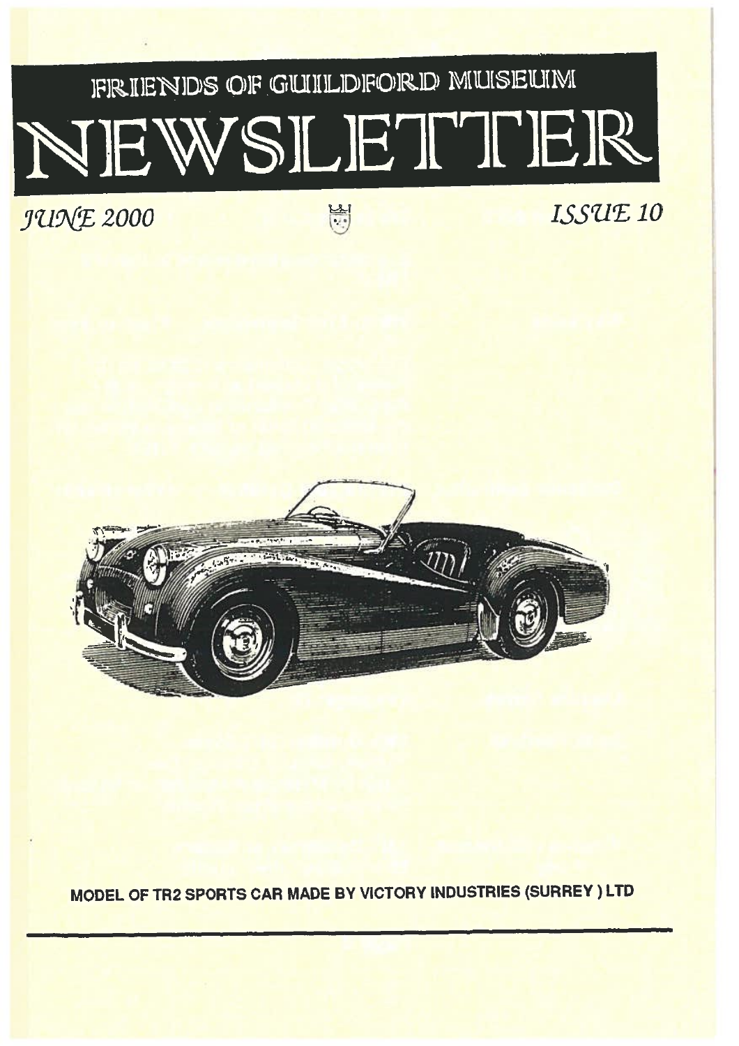# FRIENDS OF GUILDFORD MUSEUM

# NEWSLETTER

*JUNE 2000* *ISSUE 10*

**MODEL OF TR2 SPORTS CAR MADE BY VICTORY INDUSTRIES (SURREY ) LTD**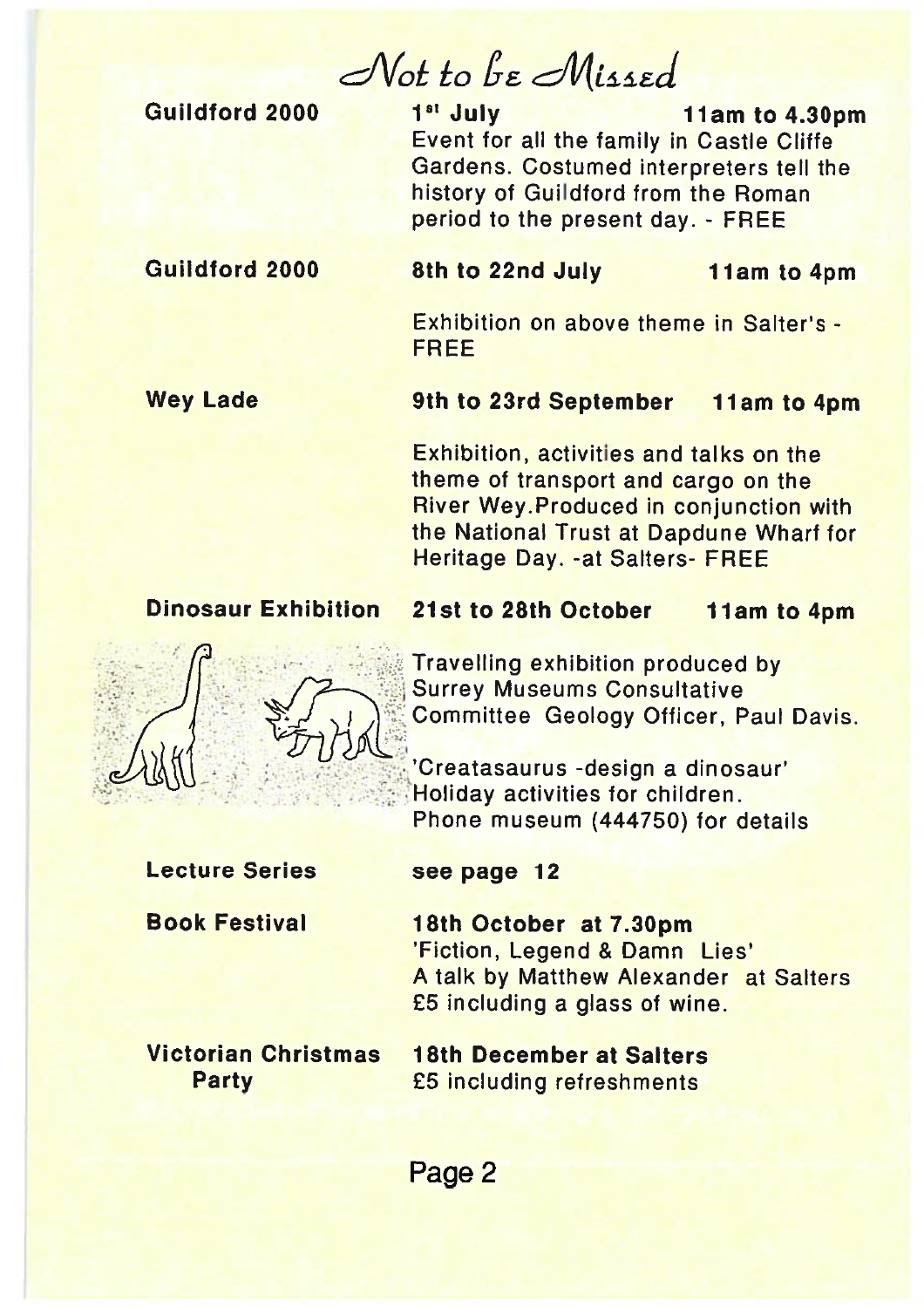# Not to be Missed

**Guildford 2000**

**1st July** **11am to 4.30pm**

Event for all the family in Castle Cliffe Gardens. Costumed interpreters tell the history of Guildford from the Roman period to the present day. - FREE

**Guildford 2000**

**8th to 22nd July** **11am to 4pm**

Exhibition on above theme in Salter's - FREE

**Wey Lade**

**9th to 23rd September** **11am to 4pm**

Exhibition, activities and talks on the theme of transport and cargo on the River Wey.Produced in conjunction with the National Trust at Dapdune Wharf for Heritage Day. -at Salters- FREE

**Dinosaur Exhibition**

**21st to 28th October** **11am to 4pm**

Travelling exhibition produced by Surrey Museums Consultative Committee Geology Officer, Paul Davis.

'Creatasaurus -design a dinosaur' Holiday activities for children. Phone museum (444750) for details

**Lecture Series**

**see page 12**

**Book Festival**

**18th October at 7.30pm**
'Fiction, Legend & Damn Lies'
A talk by Matthew Alexander at Salters
£5 including a glass of wine.

**Victorian Christmas Party**

**18th December at Salters**
£5 including refreshments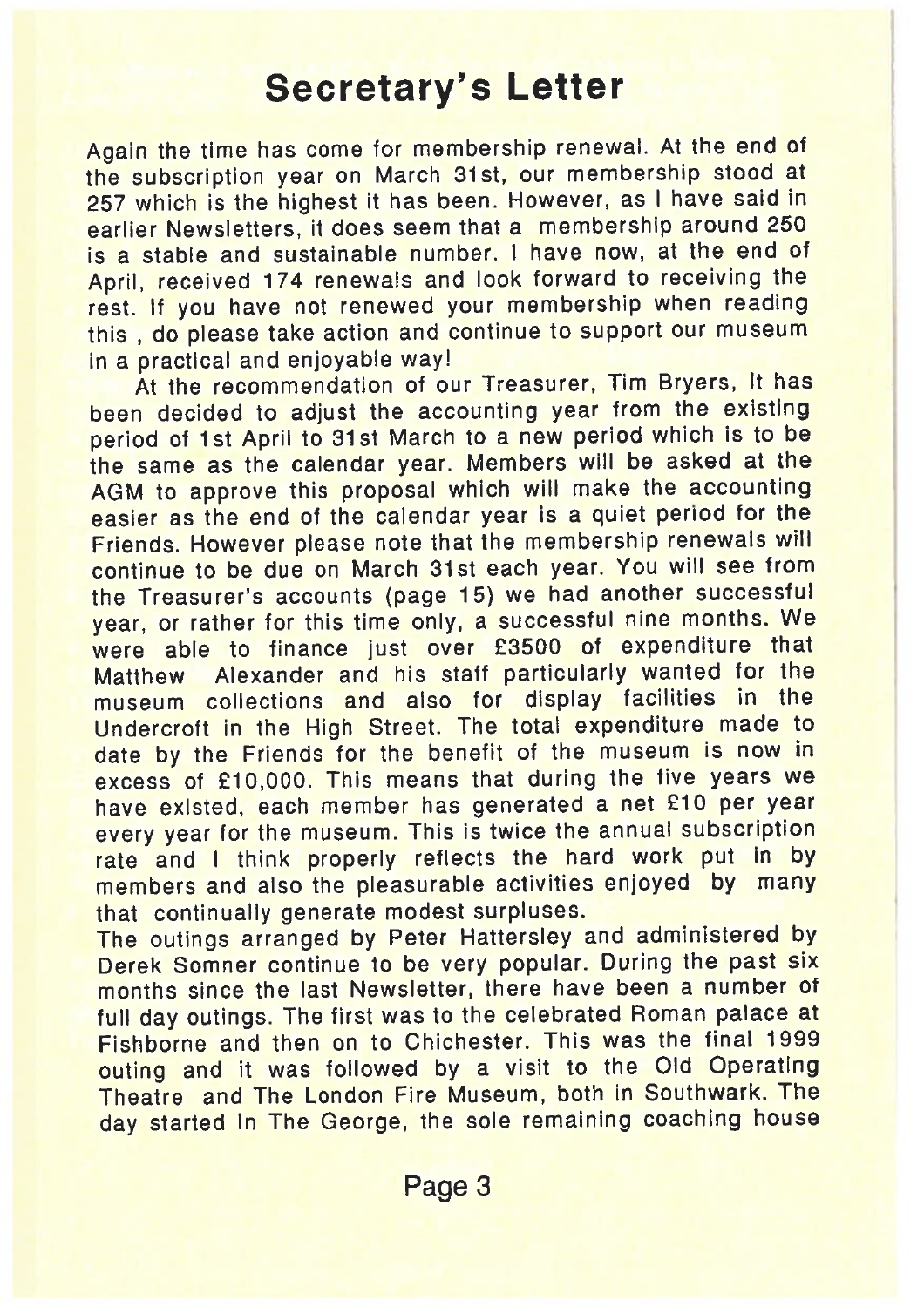# Secretary's Letter

Again the time has come for membership renewal. At the end of the subscription year on March 31st, our membership stood at 257 which is the highest it has been. However, as I have said in earlier Newsletters, it does seem that a membership around 250 is a stable and sustainable number. I have now, at the end of April, received 174 renewals and look forward to receiving the rest. If you have not renewed your membership when reading this , do please take action and continue to support our museum in a practical and enjoyable way!

At the recommendation of our Treasurer, Tim Bryers, It has been decided to adjust the accounting year from the existing period of 1st April to 31st March to a new period which is to be the same as the calendar year. Members will be asked at the AGM to approve this proposal which will make the accounting easier as the end of the calendar year is a quiet period for the Friends. However please note that the membership renewals will continue to be due on March 31st each year. You will see from the Treasurer's accounts (page 15) we had another successful year, or rather for this time only, a successful nine months. We were able to finance just over £3500 of expenditure that Matthew Alexander and his staff particularly wanted for the museum collections and also for display facilities in the Undercroft in the High Street. The total expenditure made to date by the Friends for the benefit of the museum is now in excess of £10,000. This means that during the five years we have existed, each member has generated a net £10 per year every year for the museum. This is twice the annual subscription rate and I think properly reflects the hard work put in by members and also the pleasurable activities enjoyed by many that continually generate modest surpluses.

The outings arranged by Peter Hattersley and administered by Derek Somner continue to be very popular. During the past six months since the last Newsletter, there have been a number of full day outings. The first was to the celebrated Roman palace at Fishborne and then on to Chichester. This was the final 1999 outing and it was followed by a visit to the Old Operating Theatre and The London Fire Museum, both in Southwark. The day started in The George, the sole remaining coaching house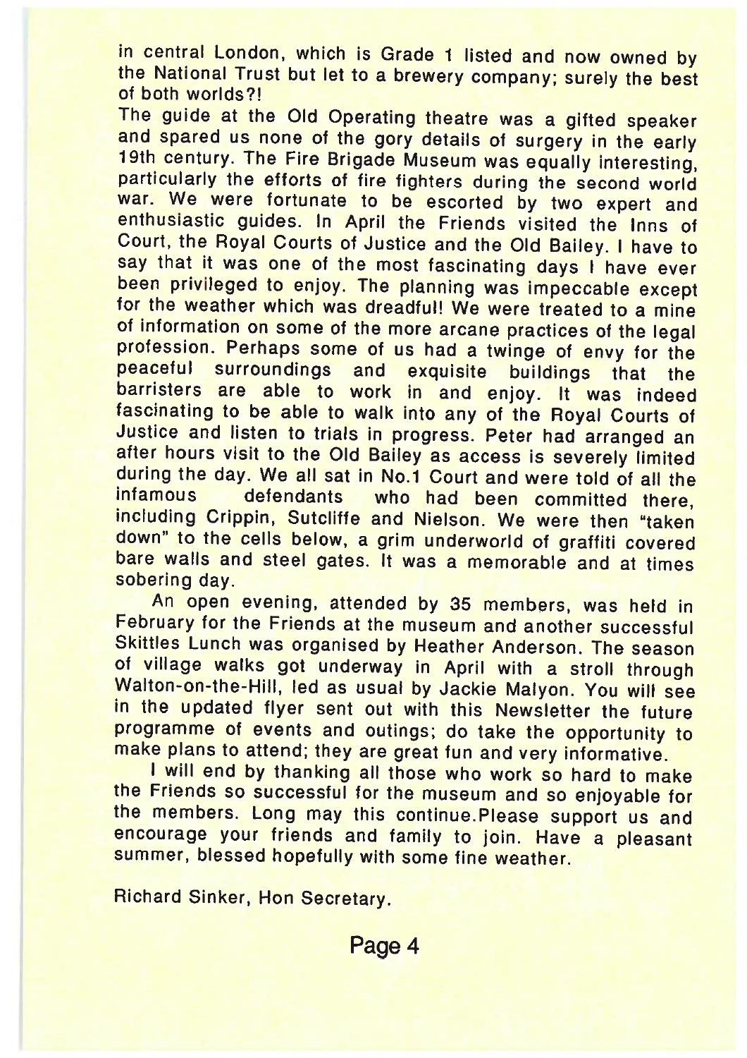in central London, which is Grade 1 listed and now owned by the National Trust but let to a brewery company; surely the best of both worlds?!

The guide at the Old Operating theatre was a gifted speaker and spared us none of the gory details of surgery in the early 19th century. The Fire Brigade Museum was equally interesting, particularly the efforts of fire fighters during the second world war. We were fortunate to be escorted by two expert and enthusiastic guides. In April the Friends visited the Inns of Court, the Royal Courts of Justice and the Old Bailey. I have to say that it was one of the most fascinating days I have ever been privileged to enjoy. The planning was impeccable except for the weather which was dreadful! We were treated to a mine of information on some of the more arcane practices of the legal profession. Perhaps some of us had a twinge of envy for the peaceful surroundings and exquisite buildings that the barristers are able to work in and enjoy. It was indeed fascinating to be able to walk into any of the Royal Courts of Justice and listen to trials in progress. Peter had arranged an after hours visit to the Old Bailey as access is severely limited during the day. We all sat in No.1 Court and were told of all the infamous defendants who had been committed there, including Crippin, Sutcliffe and Nielson. We were then "taken down" to the cells below, a grim underworld of graffiti covered bare walls and steel gates. It was a memorable and at times sobering day.

An open evening, attended by 35 members, was held in February for the Friends at the museum and another successful Skittles Lunch was organised by Heather Anderson. The season of village walks got underway in April with a stroll through Walton-on-the-Hill, led as usual by Jackie Malyon. You will see in the updated flyer sent out with this Newsletter the future programme of events and outings; do take the opportunity to make plans to attend; they are great fun and very informative.

I will end by thanking all those who work so hard to make the Friends so successful for the museum and so enjoyable for the members. Long may this continue.Please support us and encourage your friends and family to join. Have a pleasant summer, blessed hopefully with some fine weather.

Richard Sinker, Hon Secretary.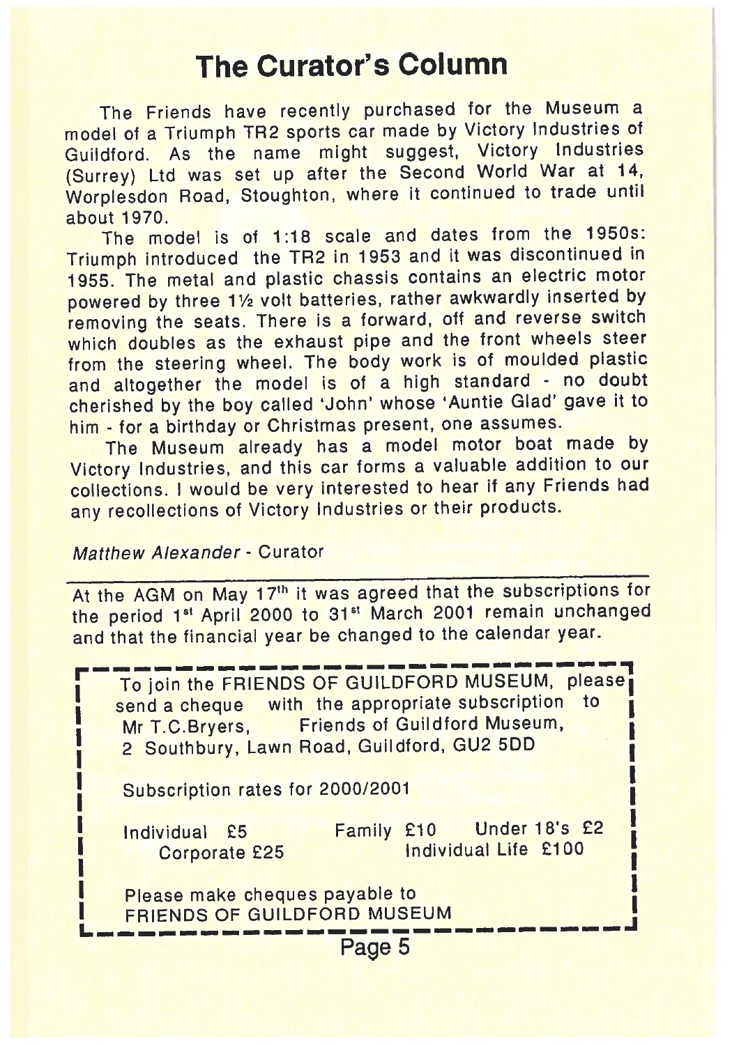# The Curator's Column

The Friends have recently purchased for the Museum a model of a Triumph TR2 sports car made by Victory Industries of Guildford. As the name might suggest, Victory Industries (Surrey) Ltd was set up after the Second World War at 14, Worplesdon Road, Stoughton, where it continued to trade until about 1970.

The model is of 1:18 scale and dates from the 1950s: Triumph introduced the TR2 in 1953 and it was discontinued in 1955. The metal and plastic chassis contains an electric motor powered by three 1½ volt batteries, rather awkwardly inserted by removing the seats. There is a forward, off and reverse switch which doubles as the exhaust pipe and the front wheels steer from the steering wheel. The body work is of moulded plastic and altogether the model is of a high standard - no doubt cherished by the boy called 'John' whose 'Auntie Glad' gave it to him - for a birthday or Christmas present, one assumes.

The Museum already has a model motor boat made by Victory Industries, and this car forms a valuable addition to our collections. I would be very interested to hear if any Friends had any recollections of Victory Industries or their products.

*Matthew Alexander* - Curator

---

At the AGM on May 17th it was agreed that the subscriptions for the period 1st April 2000 to 31st March 2001 remain unchanged and that the financial year be changed to the calendar year.

To join the FRIENDS OF GUILDFORD MUSEUM, please send a cheque with the appropriate subscription to Mr T.C.Bryers, Friends of Guildford Museum, 2 Southbury, Lawn Road, Guildford, GU2 5DD

Subscription rates for 2000/2001

Individual £5 Family £10 Under 18's £2
Corporate £25 Individual Life £100

Please make cheques payable to
FRIENDS OF GUILDFORD MUSEUM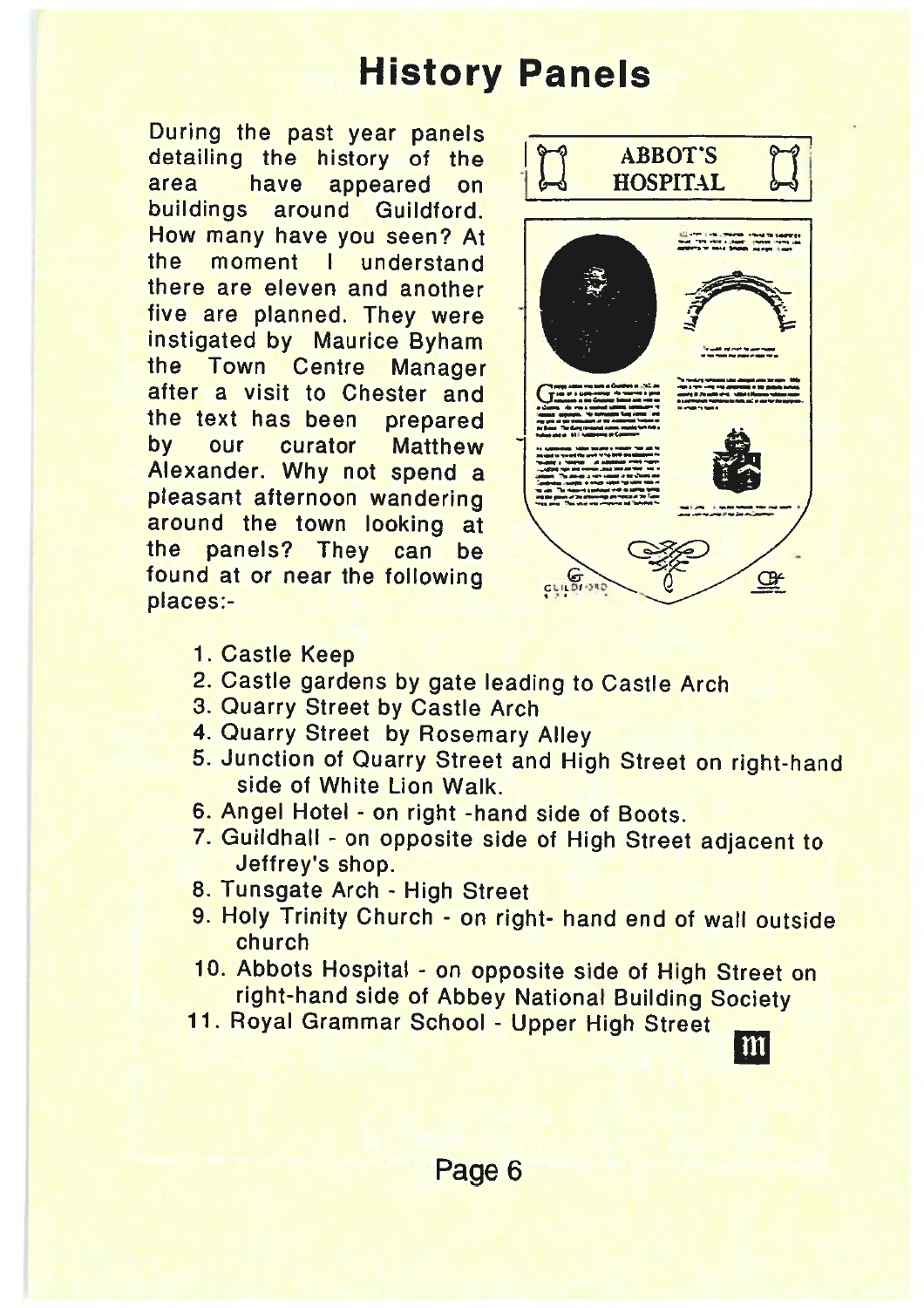# History Panels

During the past year panels detailing the history of the area have appeared on buildings around Guildford. How many have you seen? At the moment I understand there are eleven and another five are planned. They were instigated by Maurice Byham the Town Centre Manager after a visit to Chester and the text has been prepared by our curator Matthew Alexander. Why not spend a pleasant afternoon wandering around the town looking at the panels? They can be found at or near the following places:-

1. Castle Keep
2. Castle gardens by gate leading to Castle Arch
3. Quarry Street by Castle Arch
4. Quarry Street by Rosemary Alley
5. Junction of Quarry Street and High Street on right-hand side of White Lion Walk.
6. Angel Hotel - on right -hand side of Boots.
7. Guildhall - on opposite side of High Street adjacent to Jeffrey's shop.
8. Tunsgate Arch - High Street
9. Holy Trinity Church - on right- hand end of wall outside church
10. Abbots Hospital - on opposite side of High Street on right-hand side of Abbey National Building Society
11. Royal Grammar School - Upper High Street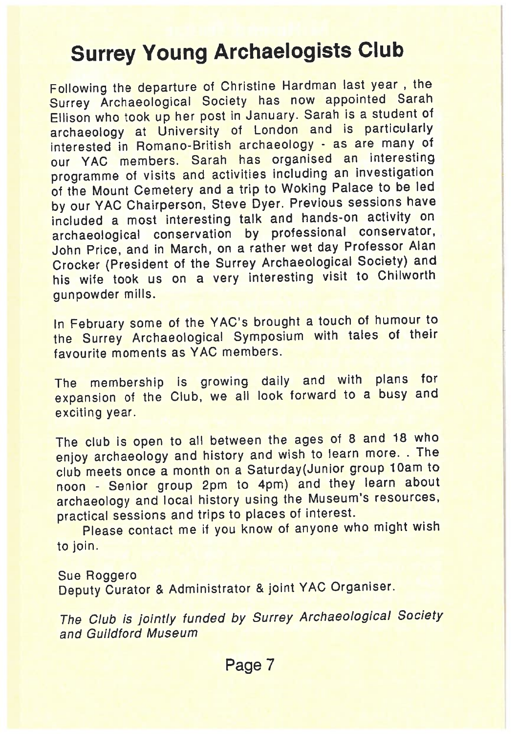# Surrey Young Archaelogists Club

Following the departure of Christine Hardman last year , the Surrey Archaeological Society has now appointed Sarah Ellison who took up her post in January. Sarah is a student of archaeology at University of London and is particularly interested in Romano-British archaeology - as are many of our YAC members. Sarah has organised an interesting programme of visits and activities including an investigation of the Mount Cemetery and a trip to Woking Palace to be led by our YAC Chairperson, Steve Dyer. Previous sessions have included a most interesting talk and hands-on activity on archaeological conservation by professional conservator, John Price, and in March, on a rather wet day Professor Alan Crocker (President of the Surrey Archaeological Society) and his wife took us on a very interesting visit to Chilworth gunpowder mills.

In February some of the YAC's brought a touch of humour to the Surrey Archaeological Symposium with tales of their favourite moments as YAC members.

The membership is growing daily and with plans for expansion of the Club, we all look forward to a busy and exciting year.

The club is open to all between the ages of 8 and 18 who enjoy archaeology and history and wish to learn more. . The club meets once a month on a Saturday(Junior group 10am to noon - Senior group 2pm to 4pm) and they learn about archaeology and local history using the Museum's resources, practical sessions and trips to places of interest.

Please contact me if you know of anyone who might wish to join.

Sue Roggero
Deputy Curator & Administrator & joint YAC Organiser.

*The Club is jointly funded by Surrey Archaeological Society and Guildford Museum*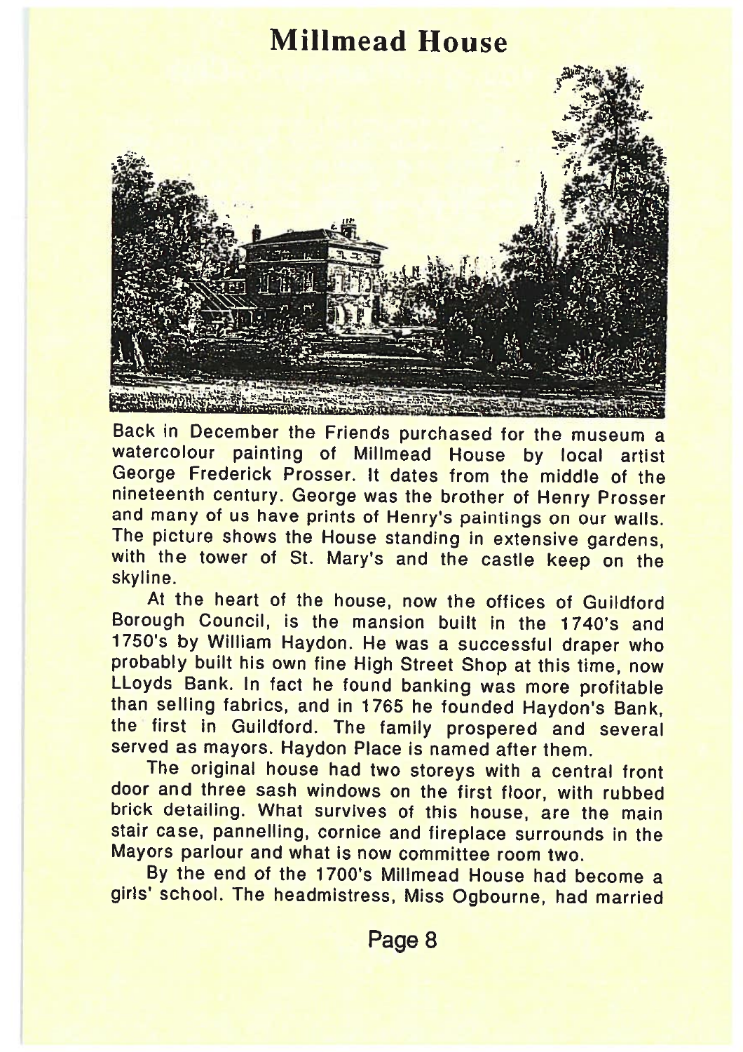# Millmead House

Back in December the Friends purchased for the museum a watercolour painting of Millmead House by local artist George Frederick Prosser. It dates from the middle of the nineteenth century. George was the brother of Henry Prosser and many of us have prints of Henry's paintings on our walls. The picture shows the House standing in extensive gardens, with the tower of St. Mary's and the castle keep on the skyline.

At the heart of the house, now the offices of Guildford Borough Council, is the mansion built in the 1740's and 1750's by William Haydon. He was a successful draper who probably built his own fine High Street Shop at this time, now LLoyds Bank. In fact he found banking was more profitable than selling fabrics, and in 1765 he founded Haydon's Bank, the first in Guildford. The family prospered and several served as mayors. Haydon Place is named after them.

The original house had two storeys with a central front door and three sash windows on the first floor, with rubbed brick detailing. What survives of this house, are the main stair case, pannelling, cornice and fireplace surrounds in the Mayors parlour and what is now committee room two.

By the end of the 1700's Millmead House had become a girls' school. The headmistress, Miss Ogbourne, had married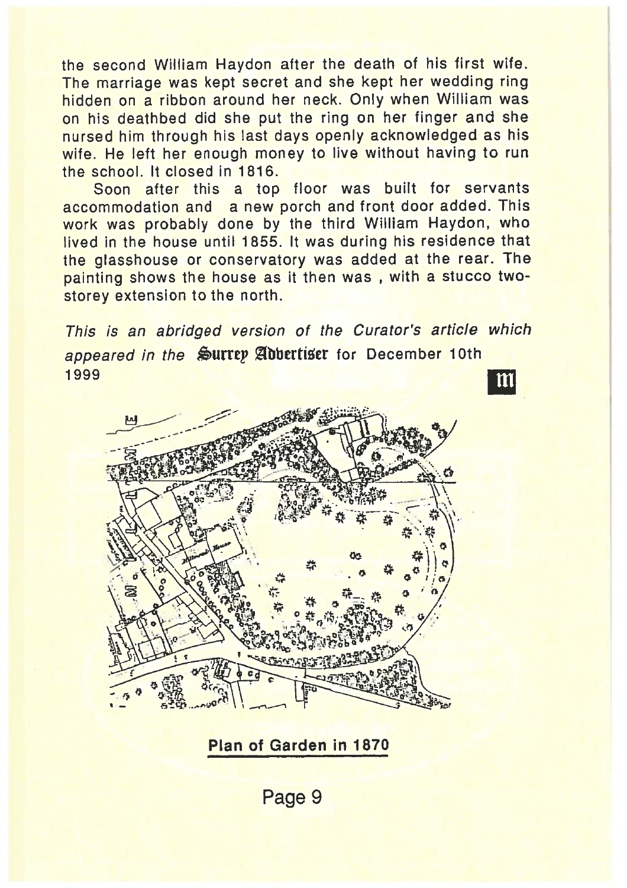the second William Haydon after the death of his first wife. The marriage was kept secret and she kept her wedding ring hidden on a ribbon around her neck. Only when William was on his deathbed did she put the ring on her finger and she nursed him through his last days openly acknowledged as his wife. He left her enough money to live without having to run the school. It closed in 1816.

Soon after this a top floor was built for servants accommodation and a new porch and front door added. This work was probably done by the third William Haydon, who lived in the house until 1855. It was during his residence that the glasshouse or conservatory was added at the rear. The painting shows the house as it then was , with a stucco two-storey extension to the north.

*This is an abridged version of the Curator's article which appeared in the* **Surrey Advertiser** for December 10th 1999

**Plan of Garden in 1870**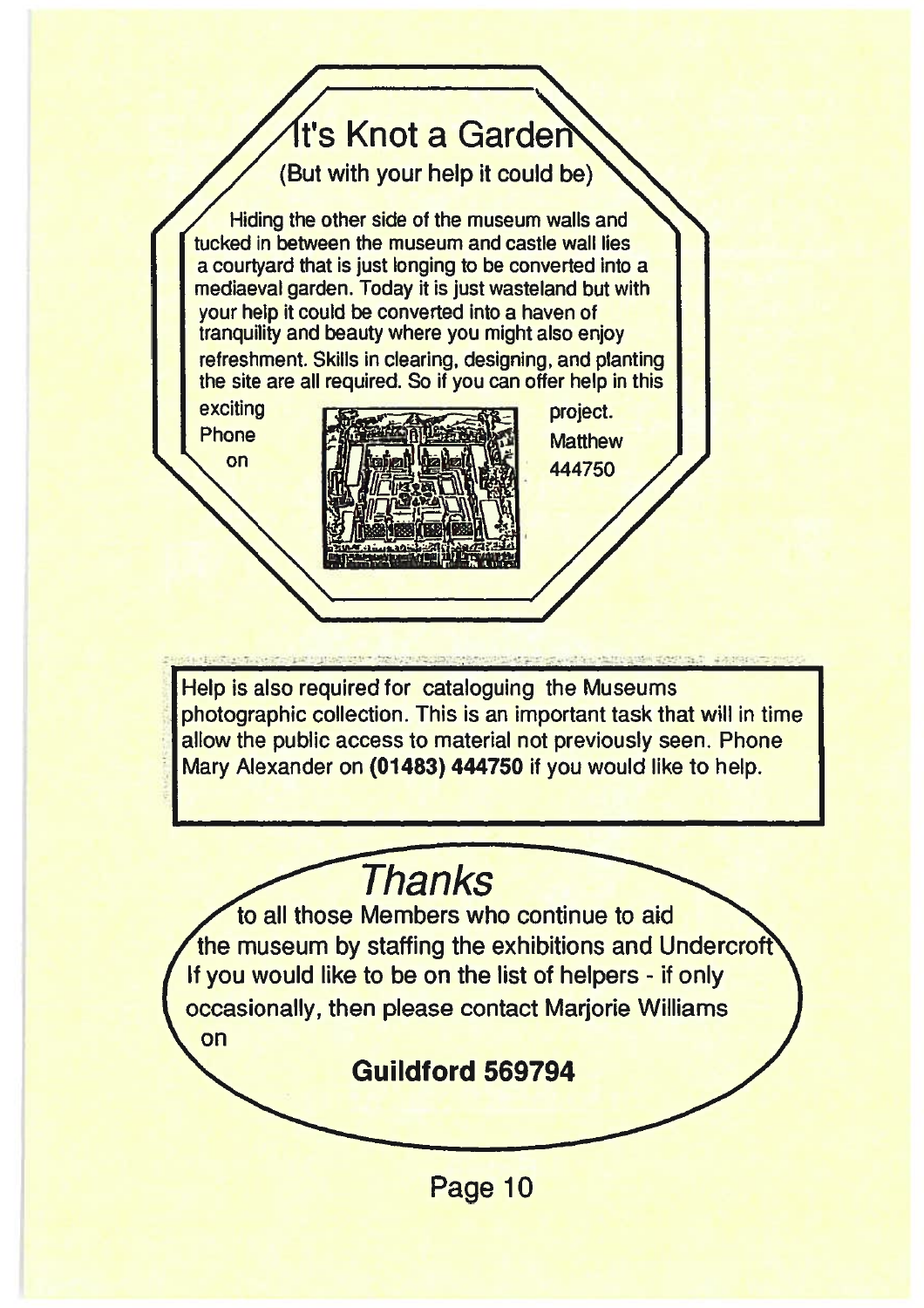## It's Knot a Garden

(But with your help it could be)

Hiding the other side of the museum walls and tucked in between the museum and castle wall lies a courtyard that is just longing to be converted into a mediaeval garden. Today it is just wasteland but with your help it could be converted into a haven of tranquility and beauty where you might also enjoy refreshment. Skills in clearing, designing, and planting the site are all required. So if you can offer help in this exciting project. Phone Matthew on 444750

Help is also required for cataloguing the Museums photographic collection. This is an important task that will in time allow the public access to material not previously seen. Phone Mary Alexander on **(01483) 444750** if you would like to help.

## *Thanks*

to all those Members who continue to aid the museum by staffing the exhibitions and Undercroft. If you would like to be on the list of helpers - if only occasionally, then please contact Marjorie Williams on

**Guildford 569794**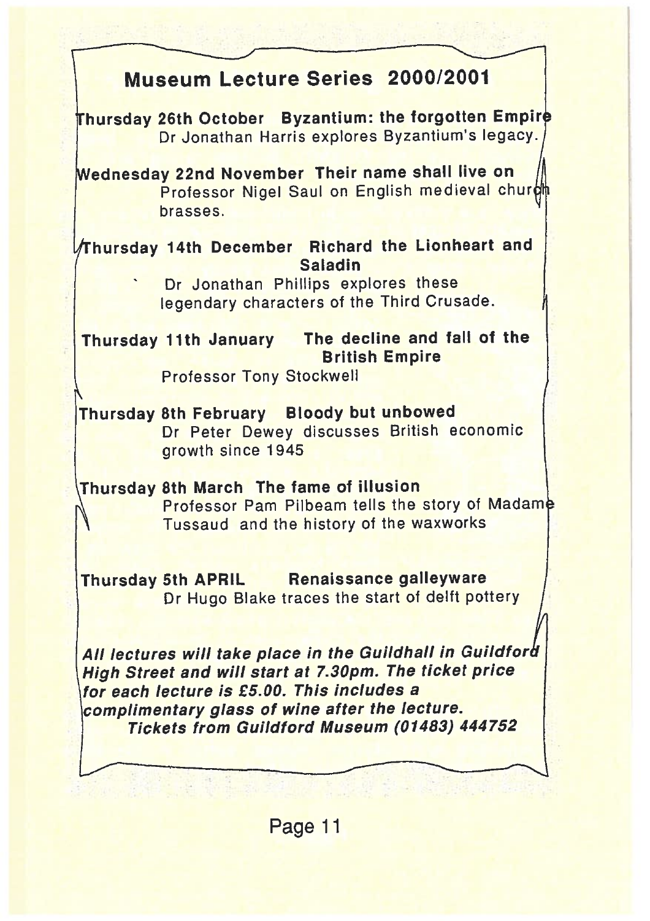## Museum Lecture Series 2000/2001

**Thursday 26th October Byzantium: the forgotten Empire**
Dr Jonathan Harris explores Byzantium's legacy.

**Wednesday 22nd November Their name shall live on**
Professor Nigel Saul on English medieval church brasses.

**Thursday 14th December Richard the Lionheart and Saladin**
Dr Jonathan Phillips explores these legendary characters of the Third Crusade.

**Thursday 11th January The decline and fall of the British Empire**
Professor Tony Stockwell

**Thursday 8th February Bloody but unbowed**
Dr Peter Dewey discusses British economic growth since 1945

**Thursday 8th March The fame of illusion**
Professor Pam Pilbeam tells the story of Madame Tussaud and the history of the waxworks

**Thursday 5th APRIL Renaissance galleyware**
Dr Hugo Blake traces the start of delft pottery

***All lectures will take place in the Guildhall in Guildford High Street and will start at 7.30pm. The ticket price for each lecture is £5.00. This includes a complimentary glass of wine after the lecture.***
***Tickets from Guildford Museum (01483) 444752***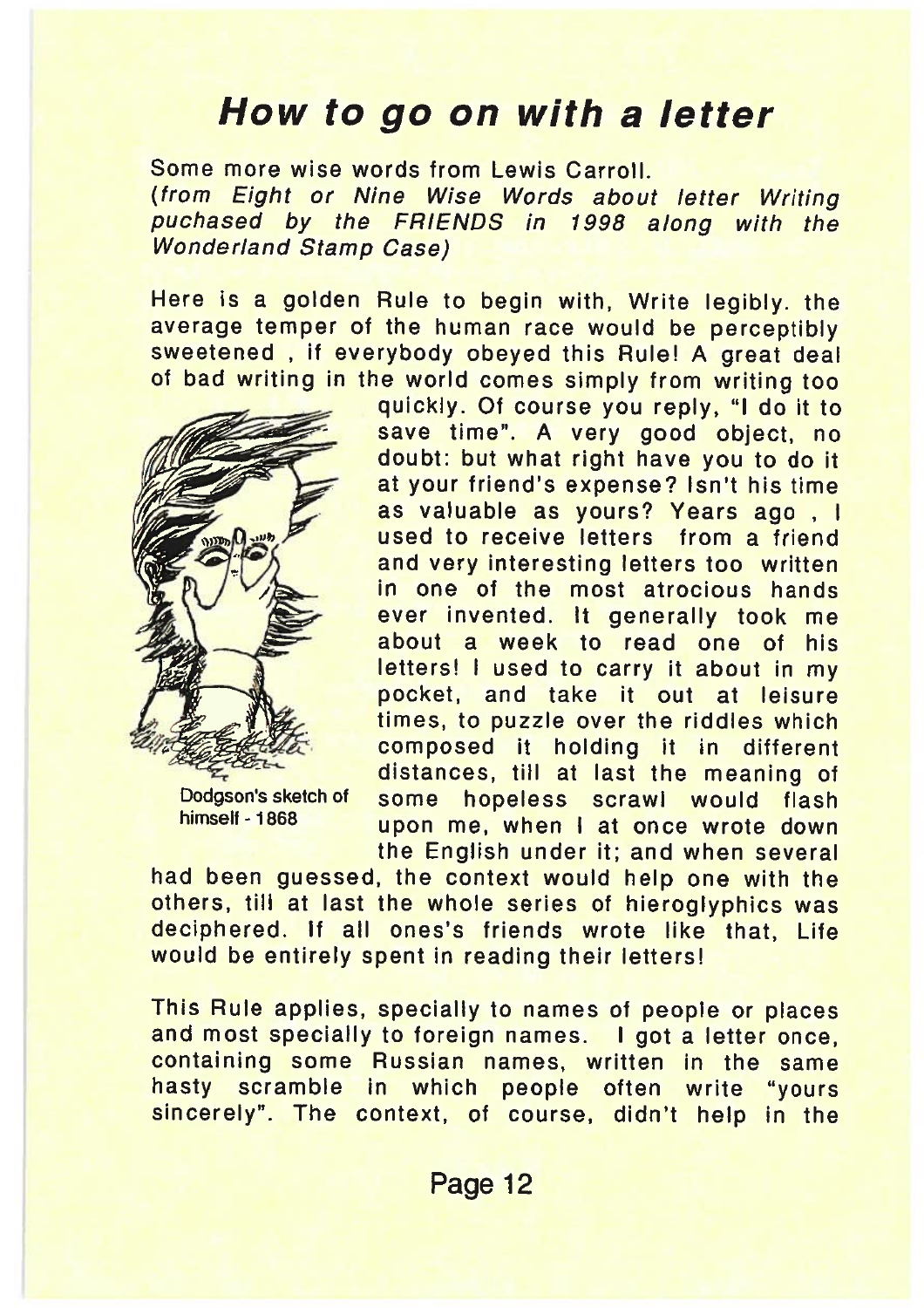# How to go on with a letter

Some more wise words from Lewis Carroll.
*(from Eight or Nine Wise Words about letter Writing puchased by the FRIENDS in 1998 along with the Wonderland Stamp Case)*

Here is a golden Rule to begin with, Write legibly. the average temper of the human race would be perceptibly sweetened , if everybody obeyed this Rule! A great deal of bad writing in the world comes simply from writing too quickly. Of course you reply, "I do it to save time". A very good object, no doubt: but what right have you to do it at your friend's expense? Isn't his time as valuable as yours? Years ago , I used to receive letters from a friend and very interesting letters too written in one of the most atrocious hands ever invented. It generally took me about a week to read one of his letters! I used to carry it about in my pocket, and take it out at leisure times, to puzzle over the riddles which composed it holding it in different distances, till at last the meaning of some hopeless scrawl would flash upon me, when I at once wrote down the English under it; and when several had been guessed, the context would help one with the others, till at last the whole series of hieroglyphics was deciphered. If all ones's friends wrote like that, Life would be entirely spent in reading their letters!

Dodgson's sketch of himself - 1868

This Rule applies, specially to names of people or places and most specially to foreign names. I got a letter once, containing some Russian names, written in the same hasty scramble in which people often write "yours sincerely". The context, of course, didn't help in the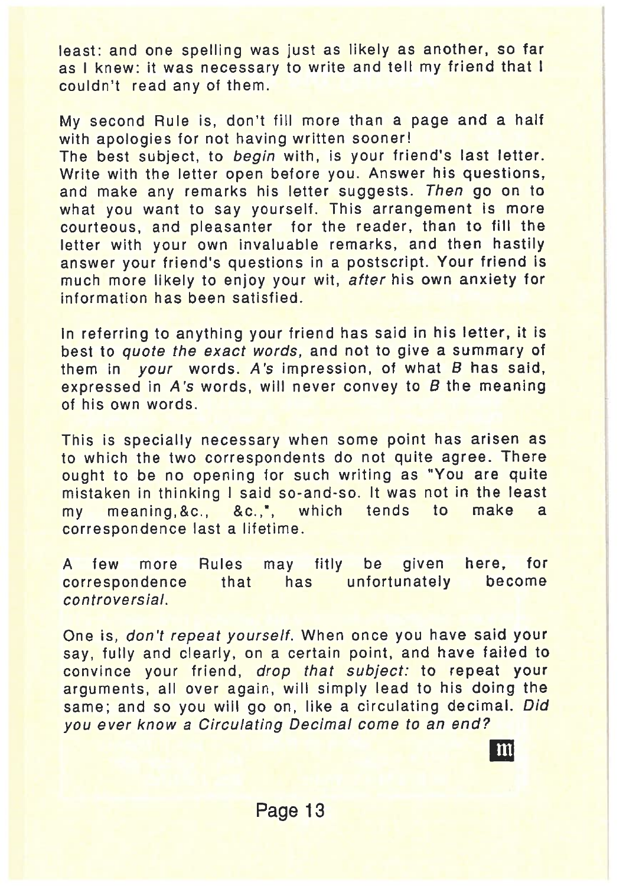least: and one spelling was just as likely as another, so far as I knew: it was necessary to write and tell my friend that I couldn't read any of them.

My second Rule is, don't fill more than a page and a half with apologies for not having written sooner!
The best subject, to *begin* with, is your friend's last letter. Write with the letter open before you. Answer his questions, and make any remarks his letter suggests. *Then* go on to what you want to say yourself. This arrangement is more courteous, and pleasanter for the reader, than to fill the letter with your own invaluable remarks, and then hastily answer your friend's questions in a postscript. Your friend is much more likely to enjoy your wit, *after* his own anxiety for information has been satisfied.

In referring to anything your friend has said in his letter, it is best to *quote the exact words,* and not to give a summary of them in *your* words. *A's* impression, of what *B* has said, expressed in *A's* words, will never convey to *B* the meaning of his own words.

This is specially necessary when some point has arisen as to which the two correspondents do not quite agree. There ought to be no opening for such writing as "You are quite mistaken in thinking I said so-and-so. It was not in the least my meaning,&c., &c.,", which tends to make a correspondence last a lifetime.

A few more Rules may fitly be given here, for correspondence that has unfortunately become *controversial.*

One is, *don't repeat yourself.* When once you have said your say, fully and clearly, on a certain point, and have failed to convince your friend, *drop that subject:* to repeat your arguments, all over again, will simply lead to his doing the same; and so you will go on, like a circulating decimal. *Did you ever know a Circulating Decimal come to an end?*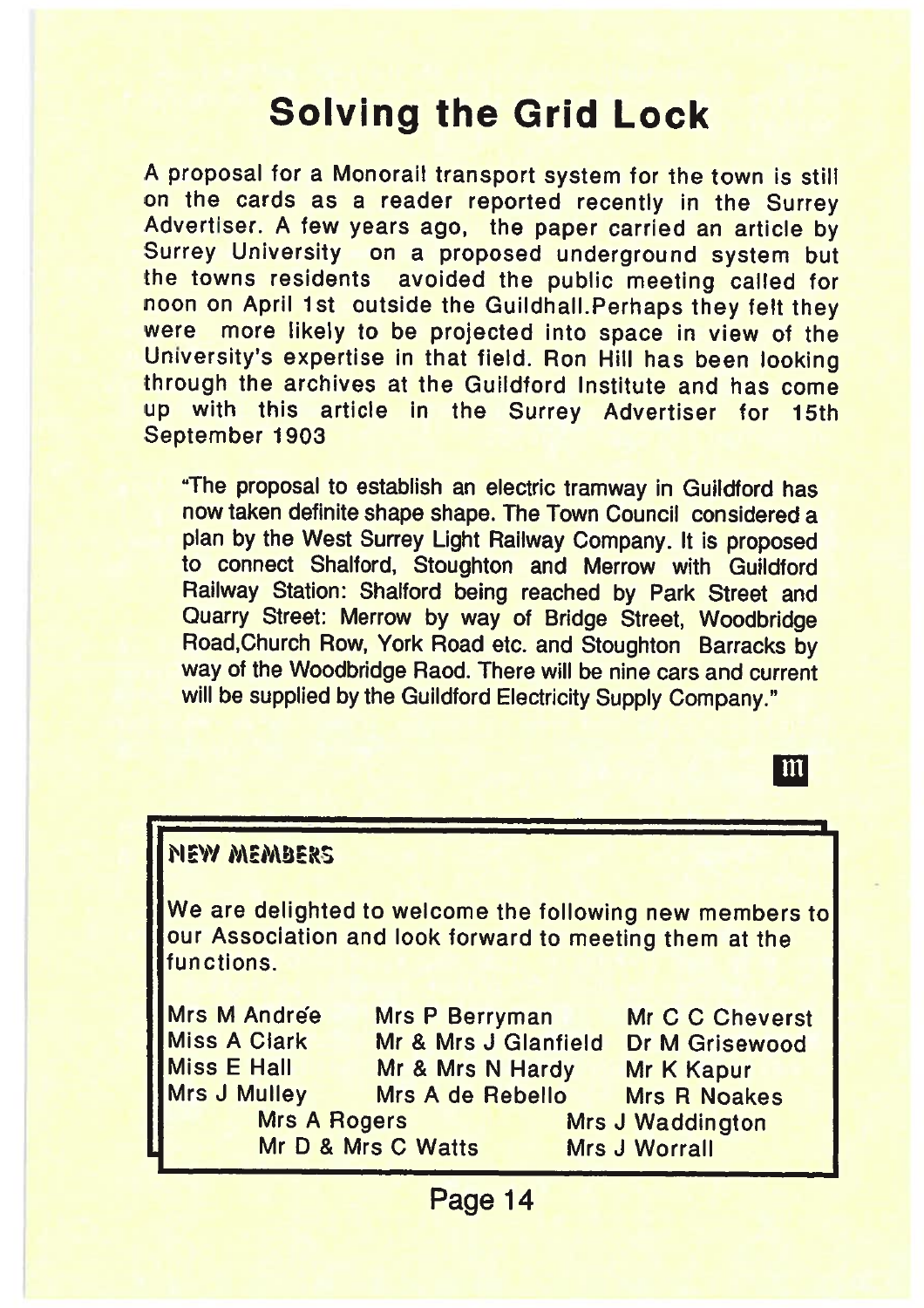# Solving the Grid Lock

A proposal for a Monorail transport system for the town is still on the cards as a reader reported recently in the Surrey Advertiser. A few years ago, the paper carried an article by Surrey University on a proposed underground system but the towns residents avoided the public meeting called for noon on April 1st outside the Guildhall.Perhaps they felt they were more likely to be projected into space in view of the University's expertise in that field. Ron Hill has been looking through the archives at the Guildford Institute and has come up with this article in the Surrey Advertiser for 15th September 1903

> "The proposal to establish an electric tramway in Guildford has now taken definite shape shape. The Town Council considered a plan by the West Surrey Light Railway Company. It is proposed to connect Shalford, Stoughton and Merrow with Guildford Railway Station: Shalford being reached by Park Street and Quarry Street: Merrow by way of Bridge Street, Woodbridge Road,Church Row, York Road etc. and Stoughton Barracks by way of the Woodbridge Raod. There will be nine cars and current will be supplied by the Guildford Electricity Supply Company."

## NEW MEMBERS

We are delighted to welcome the following new members to our Association and look forward to meeting them at the functions.

Mrs M Andrée, Mrs P Berryman, Mr C C Cheverst, Miss A Clark, Mr & Mrs J Glanfield, Dr M Grisewood, Miss E Hall, Mr & Mrs N Hardy, Mr K Kapur, Mrs J Mulley, Mrs A de Rebello, Mrs R Noakes, Mrs A Rogers, Mrs J Waddington, Mr D & Mrs C Watts, Mrs J Worrall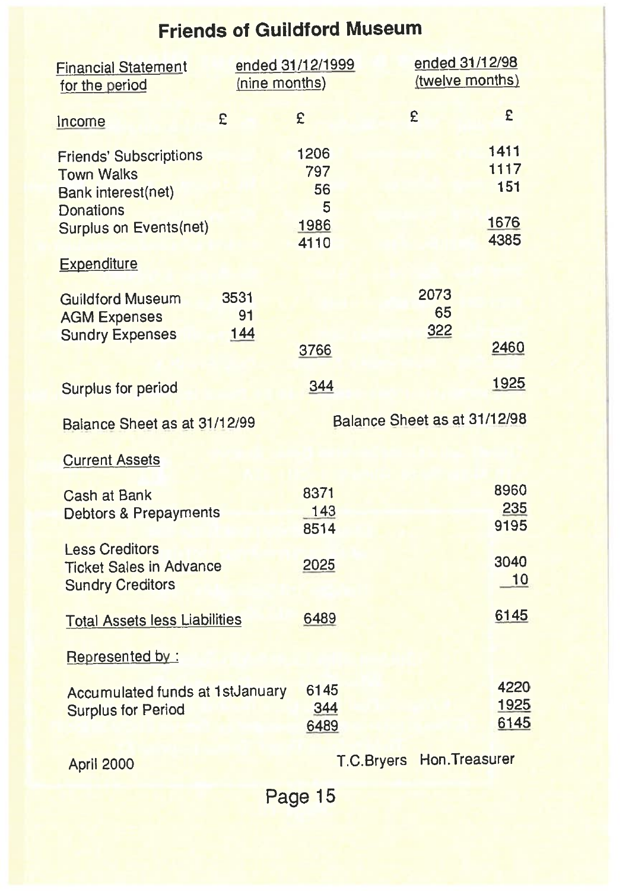# Friends of Guildford Museum

| Financial Statement for the period | ended 31/12/1999 (nine months) | | ended 31/12/98 (twelve months) | |
|---|---|---|---|---|
| **Income** | £ | £ | £ | £ |
| Friends' Subscriptions | | 1206 | | 1411 |
| Town Walks | | 797 | | 1117 |
| Bank interest(net) | | 56 | | 151 |
| Donations | | 5 | | |
| Surplus on Events(net) | | 1986 | | 1676 |
| | | 4110 | | 4385 |
| **Expenditure** | | | | |
| Guildford Museum | 3531 | | 2073 | |
| AGM Expenses | 91 | | 65 | |
| Sundry Expenses | 144 | | 322 | |
| | | 3766 | | 2460 |
| Surplus for period | | 344 | | 1925 |

| Balance Sheet as at 31/12/99 | | Balance Sheet as at 31/12/98 |
|---|---|---|
| **Current Assets** | | |
| Cash at Bank | 8371 | 8960 |
| Debtors & Prepayments | 143 | 235 |
| | 8514 | 9195 |
| **Less Creditors** | | |
| Ticket Sales in Advance | 2025 | 3040 |
| Sundry Creditors | | 10 |
| Total Assets less Liabilities | 6489 | 6145 |
| **Represented by :** | | |
| Accumulated funds at 1stJanuary | 6145 | 4220 |
| Surplus for Period | 344 | 1925 |
| | 6489 | 6145 |

April 2000

T.C.Bryers Hon.Treasurer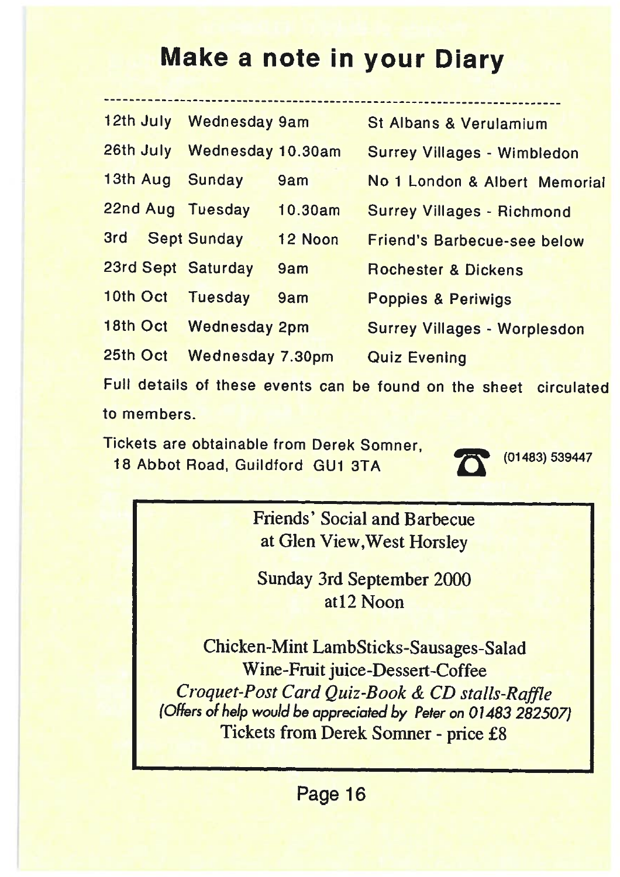# Make a note in your Diary

| | | | |
|---|---|---|---|
| 12th July | Wednesday | 9am | St Albans & Verulamium |
| 26th July | Wednesday | 10.30am | Surrey Villages - Wimbledon |
| 13th Aug | Sunday | 9am | No 1 London & Albert Memorial |
| 22nd Aug | Tuesday | 10.30am | Surrey Villages - Richmond |
| 3rd Sept | Sunday | 12 Noon | Friend's Barbecue-see below |
| 23rd Sept | Saturday | 9am | Rochester & Dickens |
| 10th Oct | Tuesday | 9am | Poppies & Periwigs |
| 18th Oct | Wednesday | 2pm | Surrey Villages - Worplesdon |
| 25th Oct | Wednesday | 7.30pm | Quiz Evening |

Full details of these events can be found on the sheet circulated to members.

Tickets are obtainable from Derek Somner,
18 Abbot Road, Guildford GU1 3TA

(01483) 539447

---

Friends' Social and Barbecue
at Glen View, West Horsley

Sunday 3rd September 2000
at 12 Noon

Chicken-Mint LambSticks-Sausages-Salad
Wine-Fruit juice-Dessert-Coffee
*Croquet-Post Card Quiz-Book & CD stalls-Raffle*
*(Offers of help would be appreciated by Peter on 01483 282507)*
Tickets from Derek Somner - price £8